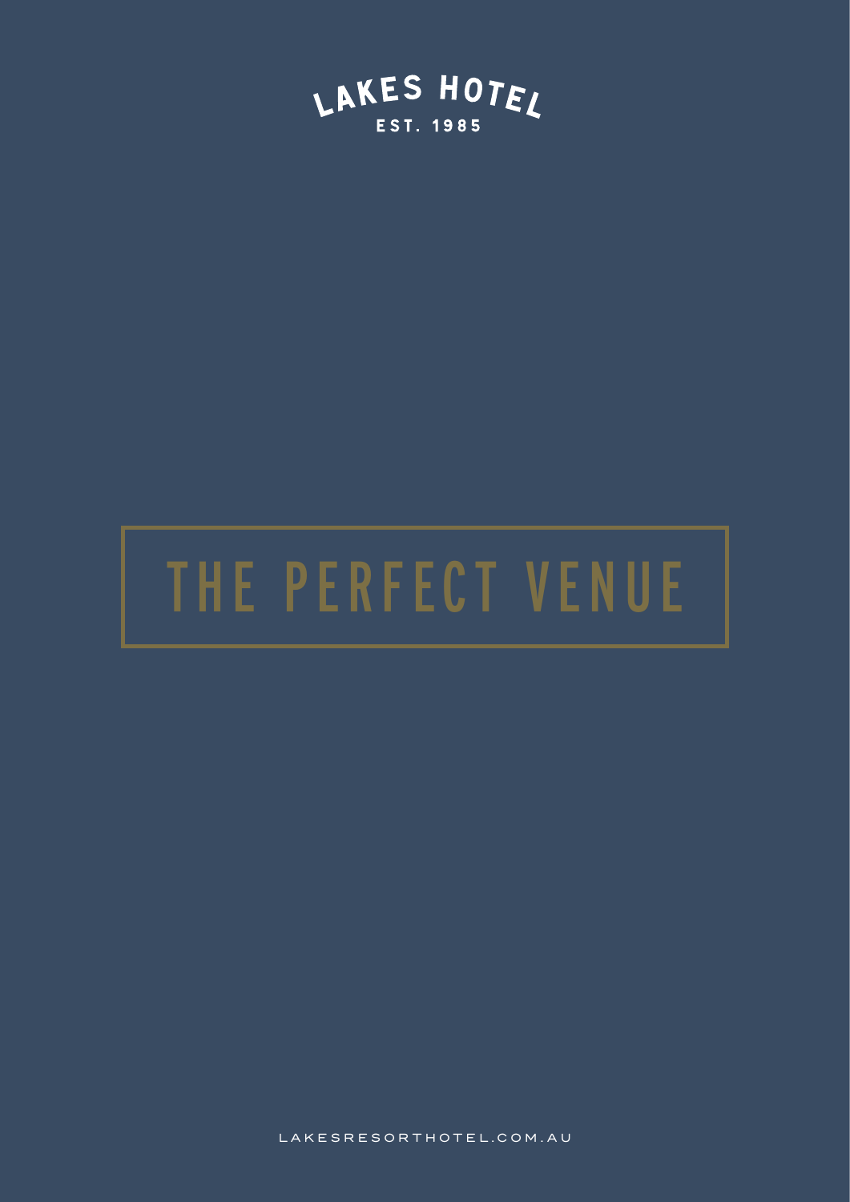LAKES HOTEL

EST. 1985

# THE PERFECT VENUE

LAKESRESORTHOTEL.COM.AU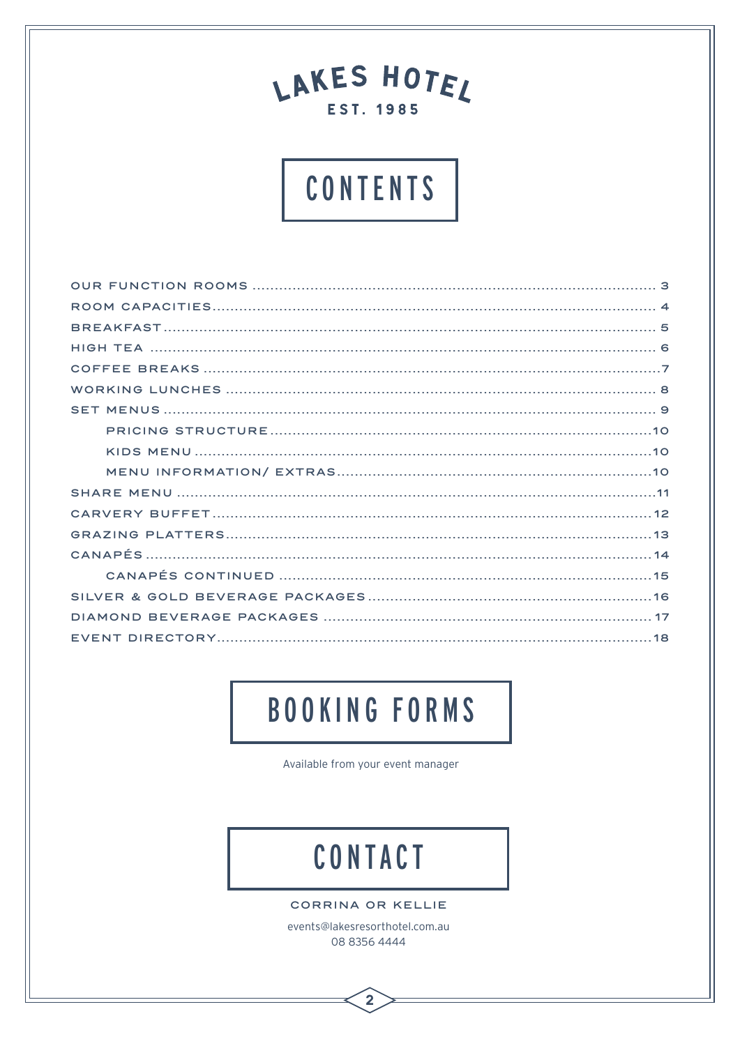LAKES HOTEL

EST. 1985

# CONTENTS

- OUR FUNCTION ROOMS ........ 3
- ROOM CAPACITIES ........ 4
- BREAKFAST ........ 5
- HIGH TEA ........ 6
- COFFEE BREAKS ........ 7
- WORKING LUNCHES ........ 8
- SET MENUS ........ 9
  - PRICING STRUCTURE ........ 10
  - KIDS MENU ........ 10
  - MENU INFORMATION/ EXTRAS ........ 10
- SHARE MENU ........ 11
- CARVERY BUFFET ........ 12
- GRAZING PLATTERS ........ 13
- CANAPÉS ........ 14
  - CANAPÉS CONTINUED ........ 15
- SILVER & GOLD BEVERAGE PACKAGES ........ 16
- DIAMOND BEVERAGE PACKAGES ........ 17
- EVENT DIRECTORY ........ 18

# BOOKING FORMS

Available from your event manager

# CONTACT

CORRINA OR KELLIE

events@lakesresorthotel.com.au
08 8356 4444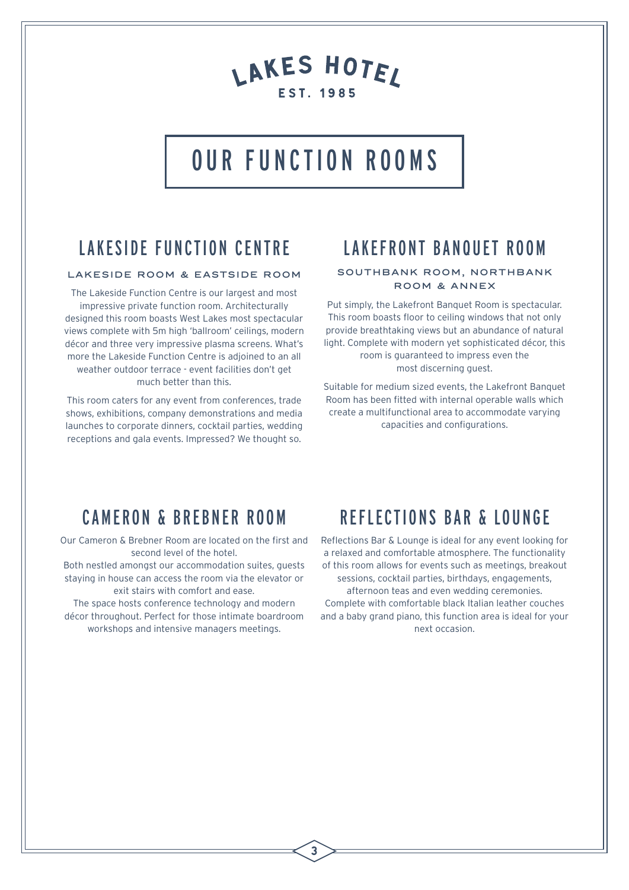LAKES HOTEL
EST. 1985

# OUR FUNCTION ROOMS

## LAKESIDE FUNCTION CENTRE

### LAKESIDE ROOM & EASTSIDE ROOM

The Lakeside Function Centre is our largest and most impressive private function room. Architecturally designed this room boasts West Lakes most spectacular views complete with 5m high 'ballroom' ceilings, modern décor and three very impressive plasma screens. What's more the Lakeside Function Centre is adjoined to an all weather outdoor terrace - event facilities don't get much better than this.

This room caters for any event from conferences, trade shows, exhibitions, company demonstrations and media launches to corporate dinners, cocktail parties, wedding receptions and gala events. Impressed? We thought so.

## LAKEFRONT BANQUET ROOM

### SOUTHBANK ROOM, NORTHBANK ROOM & ANNEX

Put simply, the Lakefront Banquet Room is spectacular. This room boasts floor to ceiling windows that not only provide breathtaking views but an abundance of natural light. Complete with modern yet sophisticated décor, this room is guaranteed to impress even the most discerning guest.

Suitable for medium sized events, the Lakefront Banquet Room has been fitted with internal operable walls which create a multifunctional area to accommodate varying capacities and configurations.

## CAMERON & BREBNER ROOM

Our Cameron & Brebner Room are located on the first and second level of the hotel.
Both nestled amongst our accommodation suites, guests staying in house can access the room via the elevator or exit stairs with comfort and ease.
The space hosts conference technology and modern décor throughout. Perfect for those intimate boardroom workshops and intensive managers meetings.

## REFLECTIONS BAR & LOUNGE

Reflections Bar & Lounge is ideal for any event looking for a relaxed and comfortable atmosphere. The functionality of this room allows for events such as meetings, breakout sessions, cocktail parties, birthdays, engagements, afternoon teas and even wedding ceremonies.
Complete with comfortable black Italian leather couches and a baby grand piano, this function area is ideal for your next occasion.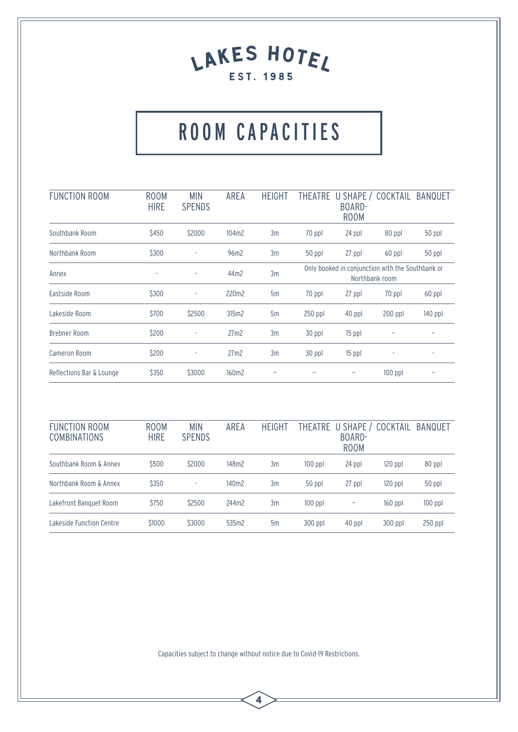# LAKES HOTEL

EST. 1985

# ROOM CAPACITIES

| FUNCTION ROOM | ROOM HIRE | MIN SPENDS | AREA | HEIGHT | THEATRE | U SHAPE / BOARD-ROOM | COCKTAIL | BANQUET |
|---|---|---|---|---|---|---|---|---|
| Southbank Room | $450 | $2000 | 104m2 | 3m | 70 ppl | 24 ppl | 80 ppl | 50 ppl |
| Northbank Room | $300 | - | 96m2 | 3m | 50 ppl | 27 ppl | 60 ppl | 50 ppl |
| Annex | - | - | 44m2 | 3m | Only booked in conjunction with the Southbank or Northbank room | | | |
| Eastside Room | $300 | - | 220m2 | 5m | 70 ppl | 27 ppl | 70 ppl | 60 ppl |
| Lakeside Room | $700 | $2500 | 315m2 | 5m | 250 ppl | 40 ppl | 200 ppl | 140 ppl |
| Brebner Room | $200 | - | 27m2 | 3m | 30 ppl | 15 ppl | – | – |
| Cameron Room | $200 | - | 27m2 | 3m | 30 ppl | 15 ppl | - | - |
| Reflections Bar & Lounge | $350 | $3000 | 160m2 | – | – | – | 100 ppl | – |

| FUNCTION ROOM COMBINATIONS | ROOM HIRE | MIN SPENDS | AREA | HEIGHT | THEATRE | U SHAPE / BOARD-ROOM | COCKTAIL | BANQUET |
|---|---|---|---|---|---|---|---|---|
| Southbank Room & Annex | $500 | $2000 | 148m2 | 3m | 100 ppl | 24 ppl | 120 ppl | 80 ppl |
| Northbank Room & Annex | $350 | - | 140m2 | 3m | 50 ppl | 27 ppl | 120 ppl | 50 ppl |
| Lakefront Banquet Room | $750 | $2500 | 244m2 | 3m | 100 ppl | – | 160 ppl | 100 ppl |
| Lakeside Function Centre | $1000 | $3000 | 535m2 | 5m | 300 ppl | 40 ppl | 300 ppl | 250 ppl |

Capacities subject to change without notice due to Covid-19 Restrictions.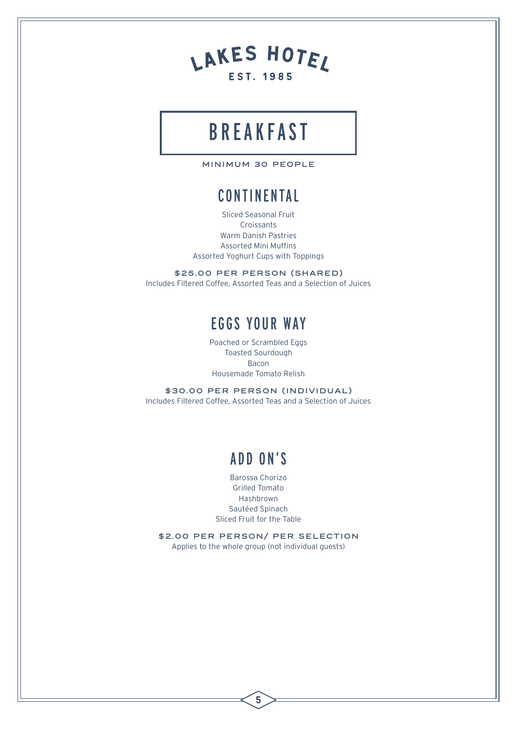# LAKES HOTEL

EST. 1985

# BREAKFAST

MINIMUM 30 PEOPLE

## CONTINENTAL

Sliced Seasonal Fruit
Croissants
Warm Danish Pastries
Assorted Mini Muffins
Assorted Yoghurt Cups with Toppings

**$25.00 PER PERSON (SHARED)**
Includes Filtered Coffee, Assorted Teas and a Selection of Juices

## EGGS YOUR WAY

Poached or Scrambled Eggs
Toasted Sourdough
Bacon
Housemade Tomato Relish

**$30.00 PER PERSON (INDIVIDUAL)**
Includes Filtered Coffee, Assorted Teas and a Selection of Juices

## ADD ON'S

Barossa Chorizo
Grilled Tomato
Hashbrown
Sautéed Spinach
Sliced Fruit for the Table

**$2.00 PER PERSON/ PER SELECTION**
Applies to the whole group (not individual guests)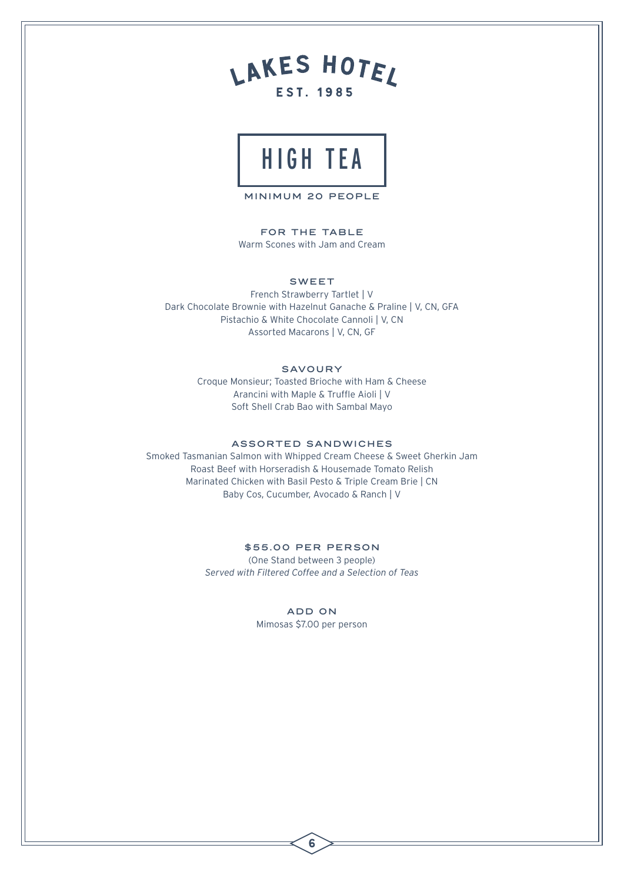# LAKES HOTEL

EST. 1985

## HIGH TEA

MINIMUM 20 PEOPLE

### FOR THE TABLE

Warm Scones with Jam and Cream

### SWEET

French Strawberry Tartlet | V
Dark Chocolate Brownie with Hazelnut Ganache & Praline | V, CN, GFA
Pistachio & White Chocolate Cannoli | V, CN
Assorted Macarons | V, CN, GF

### SAVOURY

Croque Monsieur; Toasted Brioche with Ham & Cheese
Arancini with Maple & Truffle Aioli | V
Soft Shell Crab Bao with Sambal Mayo

### ASSORTED SANDWICHES

Smoked Tasmanian Salmon with Whipped Cream Cheese & Sweet Gherkin Jam
Roast Beef with Horseradish & Housemade Tomato Relish
Marinated Chicken with Basil Pesto & Triple Cream Brie | CN
Baby Cos, Cucumber, Avocado & Ranch | V

### $55.00 PER PERSON

(One Stand between 3 people)
*Served with Filtered Coffee and a Selection of Teas*

### ADD ON

Mimosas $7.00 per person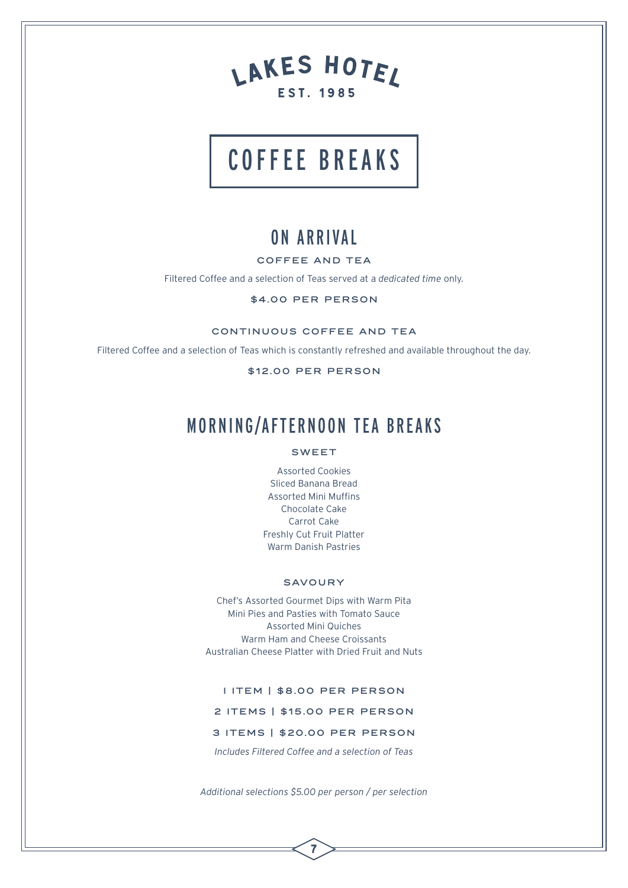# LAKES HOTEL

EST. 1985

# COFFEE BREAKS

## ON ARRIVAL

### COFFEE AND TEA

Filtered Coffee and a selection of Teas served at a *dedicated time* only.

**$4.00 PER PERSON**

### CONTINUOUS COFFEE AND TEA

Filtered Coffee and a selection of Teas which is constantly refreshed and available throughout the day.

**$12.00 PER PERSON**

## MORNING/AFTERNOON TEA BREAKS

### SWEET

Assorted Cookies
Sliced Banana Bread
Assorted Mini Muffins
Chocolate Cake
Carrot Cake
Freshly Cut Fruit Platter
Warm Danish Pastries

### SAVOURY

Chef's Assorted Gourmet Dips with Warm Pita
Mini Pies and Pasties with Tomato Sauce
Assorted Mini Quiches
Warm Ham and Cheese Croissants
Australian Cheese Platter with Dried Fruit and Nuts

1 ITEM | $8.00 PER PERSON

2 ITEMS | $15.00 PER PERSON

3 ITEMS | $20.00 PER PERSON

*Includes Filtered Coffee and a selection of Teas*

*Additional selections $5.00 per person / per selection*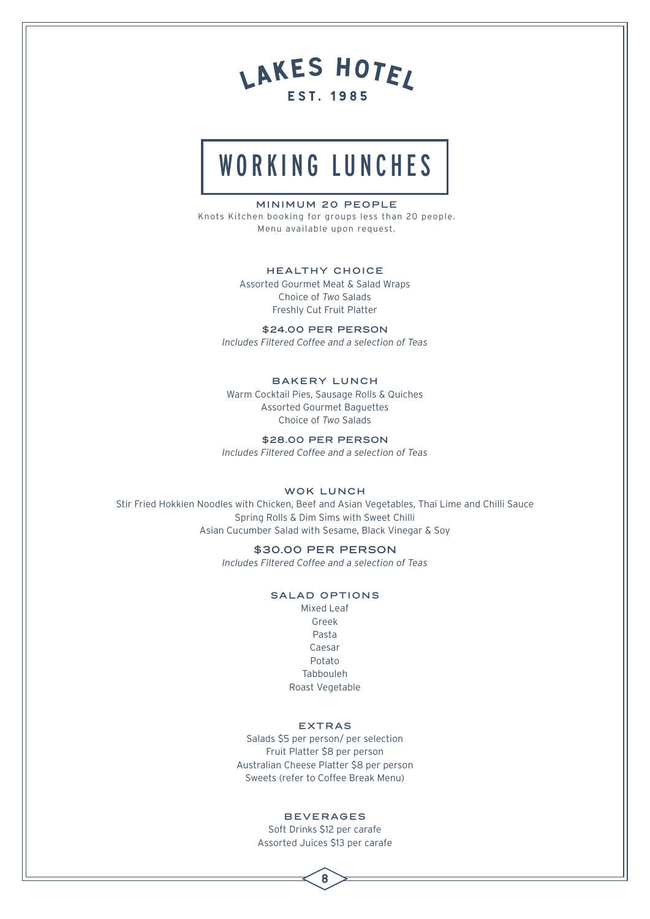# LAKES HOTEL

EST. 1985

## WORKING LUNCHES

**MINIMUM 20 PEOPLE**

Knots Kitchen booking for groups less than 20 people.
Menu available upon request.

### HEALTHY CHOICE

Assorted Gourmet Meat & Salad Wraps
Choice of *Two* Salads
Freshly Cut Fruit Platter

**$24.00 PER PERSON**

*Includes Filtered Coffee and a selection of Teas*

### BAKERY LUNCH

Warm Cocktail Pies, Sausage Rolls & Quiches
Assorted Gourmet Baguettes
Choice of *Two* Salads

**$28.00 PER PERSON**

*Includes Filtered Coffee and a selection of Teas*

### WOK LUNCH

Stir Fried Hokkien Noodles with Chicken, Beef and Asian Vegetables, Thai Lime and Chilli Sauce
Spring Rolls & Dim Sims with Sweet Chilli
Asian Cucumber Salad with Sesame, Black Vinegar & Soy

**$30.00 PER PERSON**

*Includes Filtered Coffee and a selection of Teas*

### SALAD OPTIONS

Mixed Leaf
Greek
Pasta
Caesar
Potato
Tabbouleh
Roast Vegetable

### EXTRAS

Salads $5 per person/ per selection
Fruit Platter $8 per person
Australian Cheese Platter $8 per person
Sweets (refer to Coffee Break Menu)

### BEVERAGES

Soft Drinks $12 per carafe
Assorted Juices $13 per carafe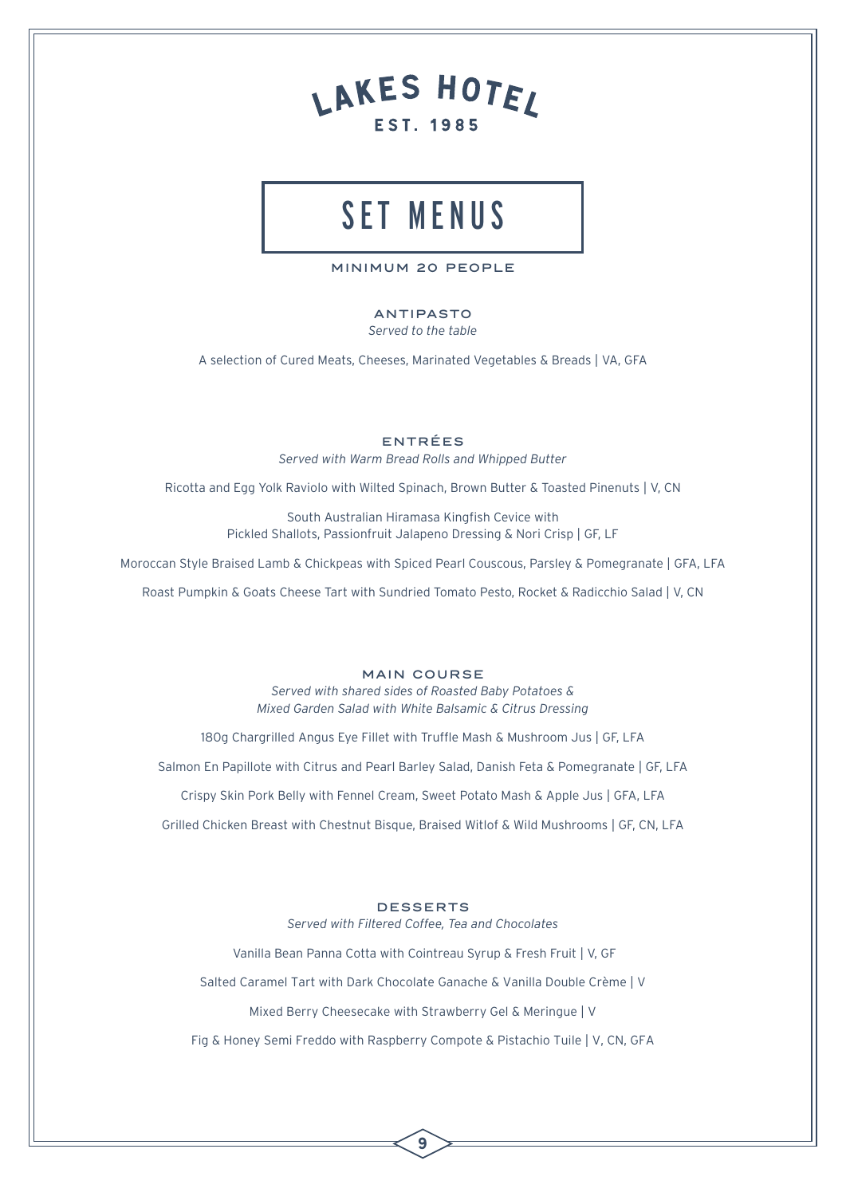# LAKES HOTEL

EST. 1985

## SET MENUS

MINIMUM 20 PEOPLE

### ANTIPASTO

*Served to the table*

A selection of Cured Meats, Cheeses, Marinated Vegetables & Breads | VA, GFA

### ENTRÉES

*Served with Warm Bread Rolls and Whipped Butter*

Ricotta and Egg Yolk Raviolo with Wilted Spinach, Brown Butter & Toasted Pinenuts | V, CN

South Australian Hiramasa Kingfish Cevice with
Pickled Shallots, Passionfruit Jalapeno Dressing & Nori Crisp | GF, LF

Moroccan Style Braised Lamb & Chickpeas with Spiced Pearl Couscous, Parsley & Pomegranate | GFA, LFA

Roast Pumpkin & Goats Cheese Tart with Sundried Tomato Pesto, Rocket & Radicchio Salad | V, CN

### MAIN COURSE

*Served with shared sides of Roasted Baby Potatoes &*
*Mixed Garden Salad with White Balsamic & Citrus Dressing*

180g Chargrilled Angus Eye Fillet with Truffle Mash & Mushroom Jus | GF, LFA

Salmon En Papillote with Citrus and Pearl Barley Salad, Danish Feta & Pomegranate | GF, LFA

Crispy Skin Pork Belly with Fennel Cream, Sweet Potato Mash & Apple Jus | GFA, LFA

Grilled Chicken Breast with Chestnut Bisque, Braised Witlof & Wild Mushrooms | GF, CN, LFA

### DESSERTS

*Served with Filtered Coffee, Tea and Chocolates*

Vanilla Bean Panna Cotta with Cointreau Syrup & Fresh Fruit | V, GF

Salted Caramel Tart with Dark Chocolate Ganache & Vanilla Double Crème | V

Mixed Berry Cheesecake with Strawberry Gel & Meringue | V

Fig & Honey Semi Freddo with Raspberry Compote & Pistachio Tuile | V, CN, GFA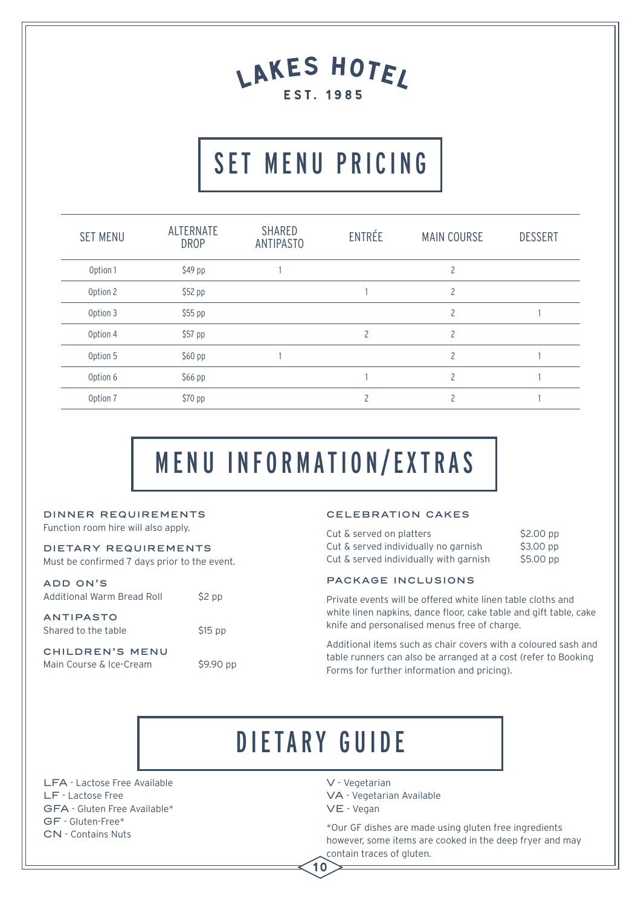# LAKES HOTEL

EST. 1985

## SET MENU PRICING

| SET MENU | ALTERNATE DROP | SHARED ANTIPASTO | ENTRÉE | MAIN COURSE | DESSERT |
| --- | --- | --- | --- | --- | --- |
| Option 1 | $49 pp | 1 | | 2 | |
| Option 2 | $52 pp | | 1 | 2 | |
| Option 3 | $55 pp | | | 2 | 1 |
| Option 4 | $57 pp | | 2 | 2 | |
| Option 5 | $60 pp | 1 | | 2 | 1 |
| Option 6 | $66 pp | | 1 | 2 | 1 |
| Option 7 | $70 pp | | 2 | 2 | 1 |

## MENU INFORMATION/EXTRAS

### DINNER REQUIREMENTS

Function room hire will also apply.

### DIETARY REQUIREMENTS

Must be confirmed 7 days prior to the event.

### ADD ON'S

Additional Warm Bread Roll $2 pp

### ANTIPASTO

Shared to the table $15 pp

### CHILDREN'S MENU

Main Course & Ice-Cream $9.90 pp

### CELEBRATION CAKES

| | |
| --- | --- |
| Cut & served on platters | $2.00 pp |
| Cut & served individually no garnish | $3.00 pp |
| Cut & served individually with garnish | $5.00 pp |

### PACKAGE INCLUSIONS

Private events will be offered white linen table cloths and white linen napkins, dance floor, cake table and gift table, cake knife and personalised menus free of charge.

Additional items such as chair covers with a coloured sash and table runners can also be arranged at a cost (refer to Booking Forms for further information and pricing).

## DIETARY GUIDE

- LFA - Lactose Free Available
- LF - Lactose Free
- GFA - Gluten Free Available*
- GF - Gluten-Free*
- CN - Contains Nuts
- V - Vegetarian
- VA - Vegetarian Available
- VE - Vegan

*Our GF dishes are made using gluten free ingredients however, some items are cooked in the deep fryer and may contain traces of gluten.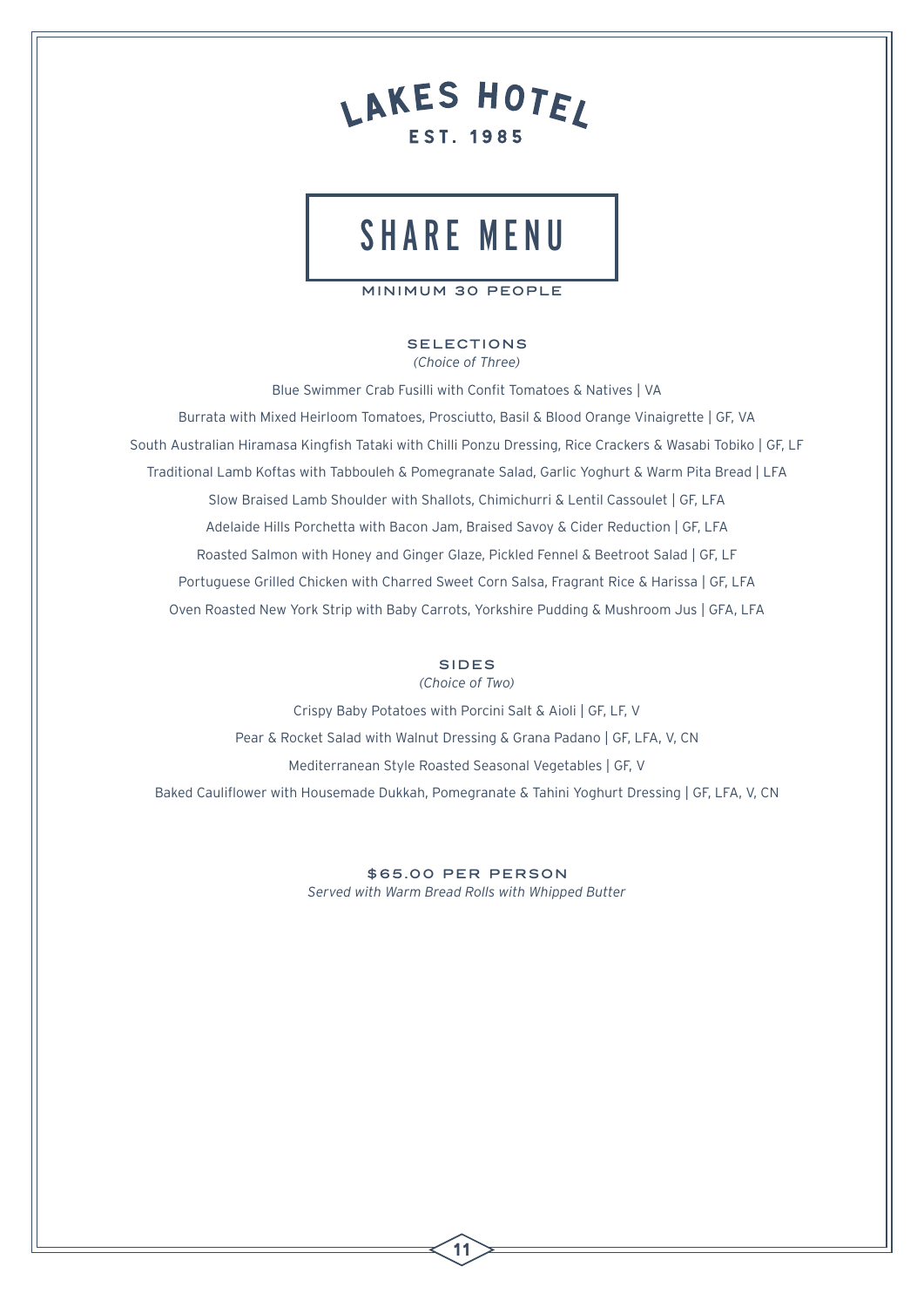# LAKES HOTEL

EST. 1985

## SHARE MENU

MINIMUM 30 PEOPLE

### SELECTIONS

*(Choice of Three)*

Blue Swimmer Crab Fusilli with Confit Tomatoes & Natives | VA

Burrata with Mixed Heirloom Tomatoes, Prosciutto, Basil & Blood Orange Vinaigrette | GF, VA

South Australian Hiramasa Kingfish Tataki with Chilli Ponzu Dressing, Rice Crackers & Wasabi Tobiko | GF, LF

Traditional Lamb Koftas with Tabbouleh & Pomegranate Salad, Garlic Yoghurt & Warm Pita Bread | LFA

Slow Braised Lamb Shoulder with Shallots, Chimichurri & Lentil Cassoulet | GF, LFA

Adelaide Hills Porchetta with Bacon Jam, Braised Savoy & Cider Reduction | GF, LFA

Roasted Salmon with Honey and Ginger Glaze, Pickled Fennel & Beetroot Salad | GF, LF

Portuguese Grilled Chicken with Charred Sweet Corn Salsa, Fragrant Rice & Harissa | GF, LFA

Oven Roasted New York Strip with Baby Carrots, Yorkshire Pudding & Mushroom Jus | GFA, LFA

### SIDES

*(Choice of Two)*

Crispy Baby Potatoes with Porcini Salt & Aioli | GF, LF, V

Pear & Rocket Salad with Walnut Dressing & Grana Padano | GF, LFA, V, CN

Mediterranean Style Roasted Seasonal Vegetables | GF, V

Baked Cauliflower with Housemade Dukkah, Pomegranate & Tahini Yoghurt Dressing | GF, LFA, V, CN

### $65.00 PER PERSON

*Served with Warm Bread Rolls with Whipped Butter*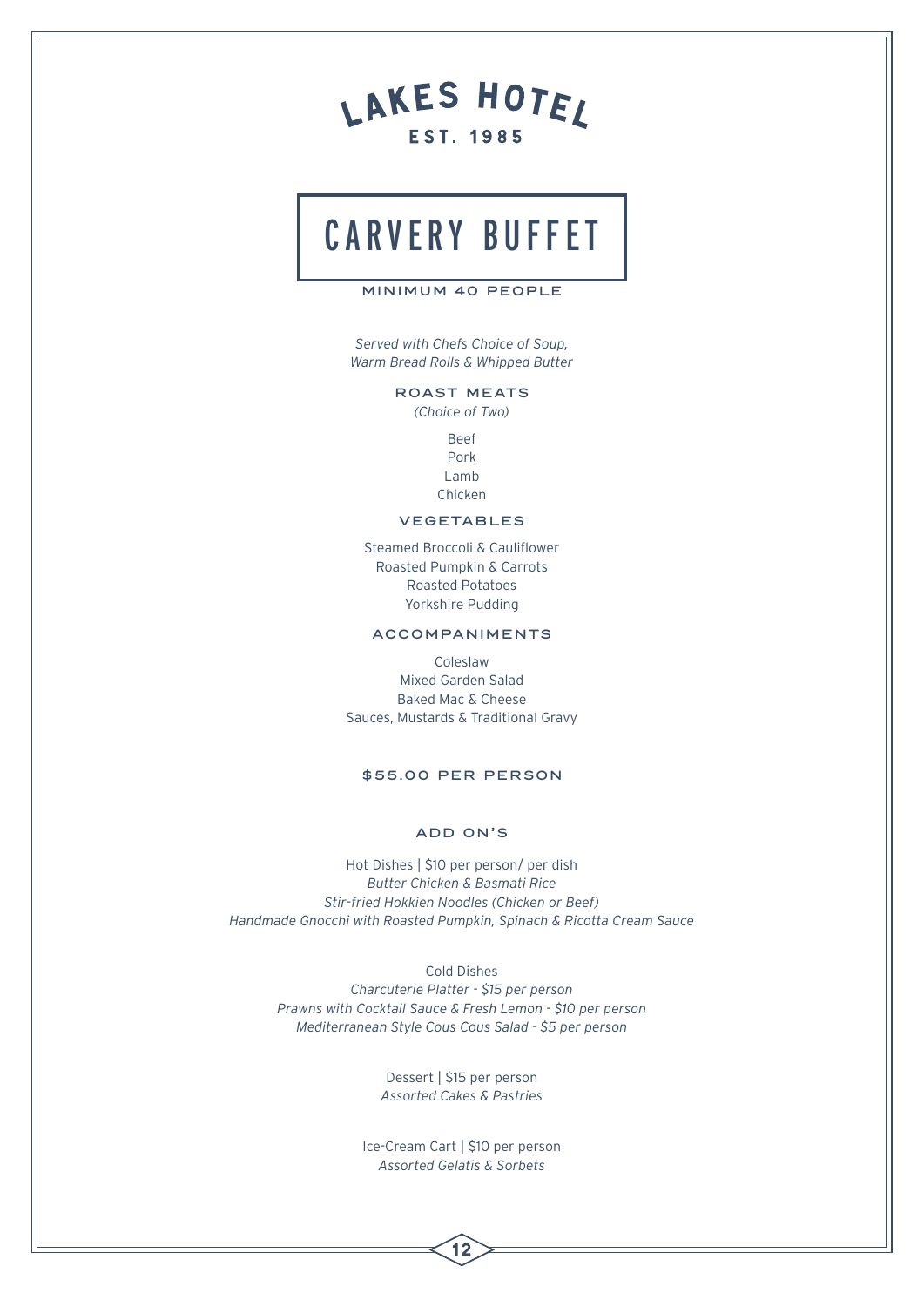LAKES HOTEL
EST. 1985

# CARVERY BUFFET

**MINIMUM 40 PEOPLE**

*Served with Chefs Choice of Soup,*
*Warm Bread Rolls & Whipped Butter*

## ROAST MEATS

*(Choice of Two)*

Beef
Pork
Lamb
Chicken

## VEGETABLES

Steamed Broccoli & Cauliflower
Roasted Pumpkin & Carrots
Roasted Potatoes
Yorkshire Pudding

## ACCOMPANIMENTS

Coleslaw
Mixed Garden Salad
Baked Mac & Cheese
Sauces, Mustards & Traditional Gravy

**$55.00 PER PERSON**

## ADD ON'S

Hot Dishes | $10 per person/ per dish
*Butter Chicken & Basmati Rice*
*Stir-fried Hokkien Noodles (Chicken or Beef)*
*Handmade Gnocchi with Roasted Pumpkin, Spinach & Ricotta Cream Sauce*

Cold Dishes
*Charcuterie Platter - $15 per person*
*Prawns with Cocktail Sauce & Fresh Lemon - $10 per person*
*Mediterranean Style Cous Cous Salad - $5 per person*

Dessert | $15 per person
*Assorted Cakes & Pastries*

Ice-Cream Cart | $10 per person
*Assorted Gelatis & Sorbets*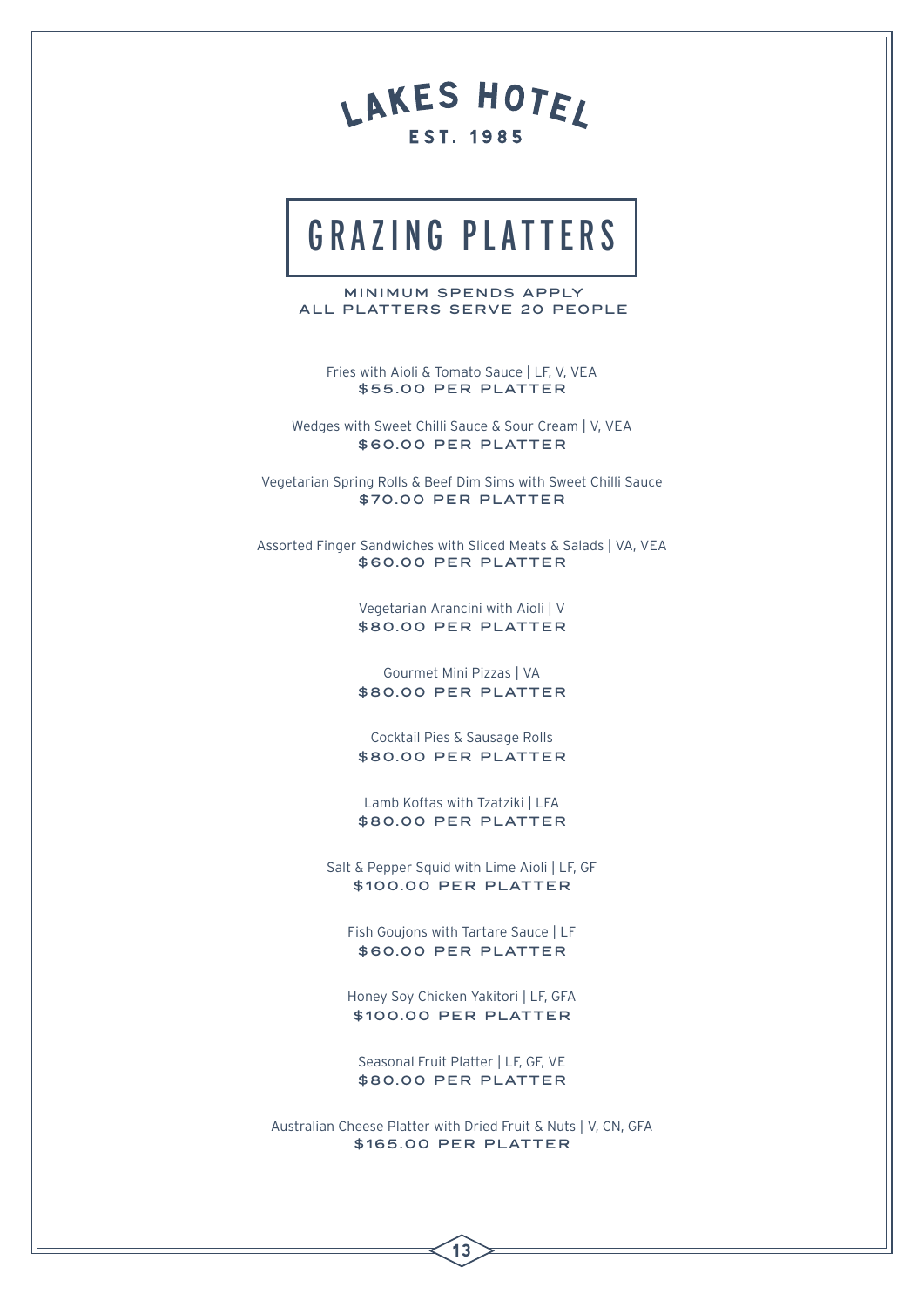# LAKES HOTEL

EST. 1985

## GRAZING PLATTERS

MINIMUM SPENDS APPLY
ALL PLATTERS SERVE 20 PEOPLE

Fries with Aioli & Tomato Sauce | LF, V, VEA
**$55.00 PER PLATTER**

Wedges with Sweet Chilli Sauce & Sour Cream | V, VEA
**$60.00 PER PLATTER**

Vegetarian Spring Rolls & Beef Dim Sims with Sweet Chilli Sauce
**$70.00 PER PLATTER**

Assorted Finger Sandwiches with Sliced Meats & Salads | VA, VEA
**$60.00 PER PLATTER**

Vegetarian Arancini with Aioli | V
**$80.00 PER PLATTER**

Gourmet Mini Pizzas | VA
**$80.00 PER PLATTER**

Cocktail Pies & Sausage Rolls
**$80.00 PER PLATTER**

Lamb Koftas with Tzatziki | LFA
**$80.00 PER PLATTER**

Salt & Pepper Squid with Lime Aioli | LF, GF
**$100.00 PER PLATTER**

Fish Goujons with Tartare Sauce | LF
**$60.00 PER PLATTER**

Honey Soy Chicken Yakitori | LF, GFA
**$100.00 PER PLATTER**

Seasonal Fruit Platter | LF, GF, VE
**$80.00 PER PLATTER**

Australian Cheese Platter with Dried Fruit & Nuts | V, CN, GFA
**$165.00 PER PLATTER**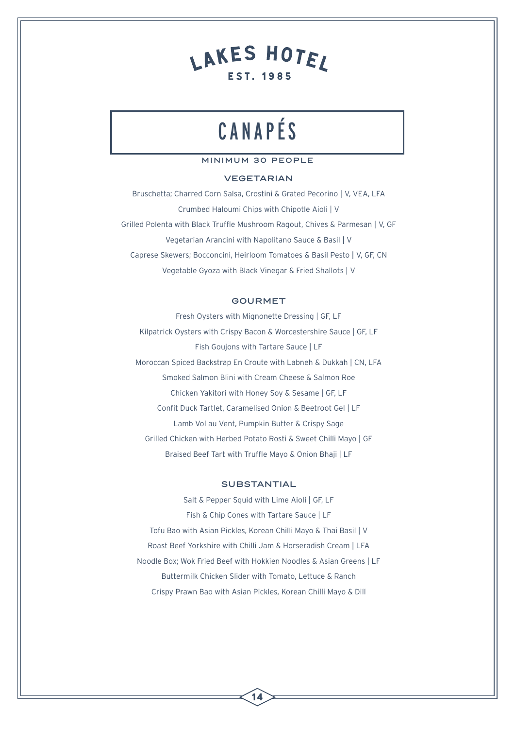# LAKES HOTEL

EST. 1985

## CANAPÉS

MINIMUM 30 PEOPLE

### VEGETARIAN

Bruschetta; Charred Corn Salsa, Crostini & Grated Pecorino | V, VEA, LFA

Crumbed Haloumi Chips with Chipotle Aioli | V

Grilled Polenta with Black Truffle Mushroom Ragout, Chives & Parmesan | V, GF

Vegetarian Arancini with Napolitano Sauce & Basil | V

Caprese Skewers; Bocconcini, Heirloom Tomatoes & Basil Pesto | V, GF, CN

Vegetable Gyoza with Black Vinegar & Fried Shallots | V

### GOURMET

Fresh Oysters with Mignonette Dressing | GF, LF

Kilpatrick Oysters with Crispy Bacon & Worcestershire Sauce | GF, LF

Fish Goujons with Tartare Sauce | LF

Moroccan Spiced Backstrap En Croute with Labneh & Dukkah | CN, LFA

Smoked Salmon Blini with Cream Cheese & Salmon Roe

Chicken Yakitori with Honey Soy & Sesame | GF, LF

Confit Duck Tartlet, Caramelised Onion & Beetroot Gel | LF

Lamb Vol au Vent, Pumpkin Butter & Crispy Sage

Grilled Chicken with Herbed Potato Rosti & Sweet Chilli Mayo | GF

Braised Beef Tart with Truffle Mayo & Onion Bhaji | LF

### SUBSTANTIAL

Salt & Pepper Squid with Lime Aioli | GF, LF

Fish & Chip Cones with Tartare Sauce | LF

Tofu Bao with Asian Pickles, Korean Chilli Mayo & Thai Basil | V

Roast Beef Yorkshire with Chilli Jam & Horseradish Cream | LFA

Noodle Box; Wok Fried Beef with Hokkien Noodles & Asian Greens | LF

Buttermilk Chicken Slider with Tomato, Lettuce & Ranch

Crispy Prawn Bao with Asian Pickles, Korean Chilli Mayo & Dill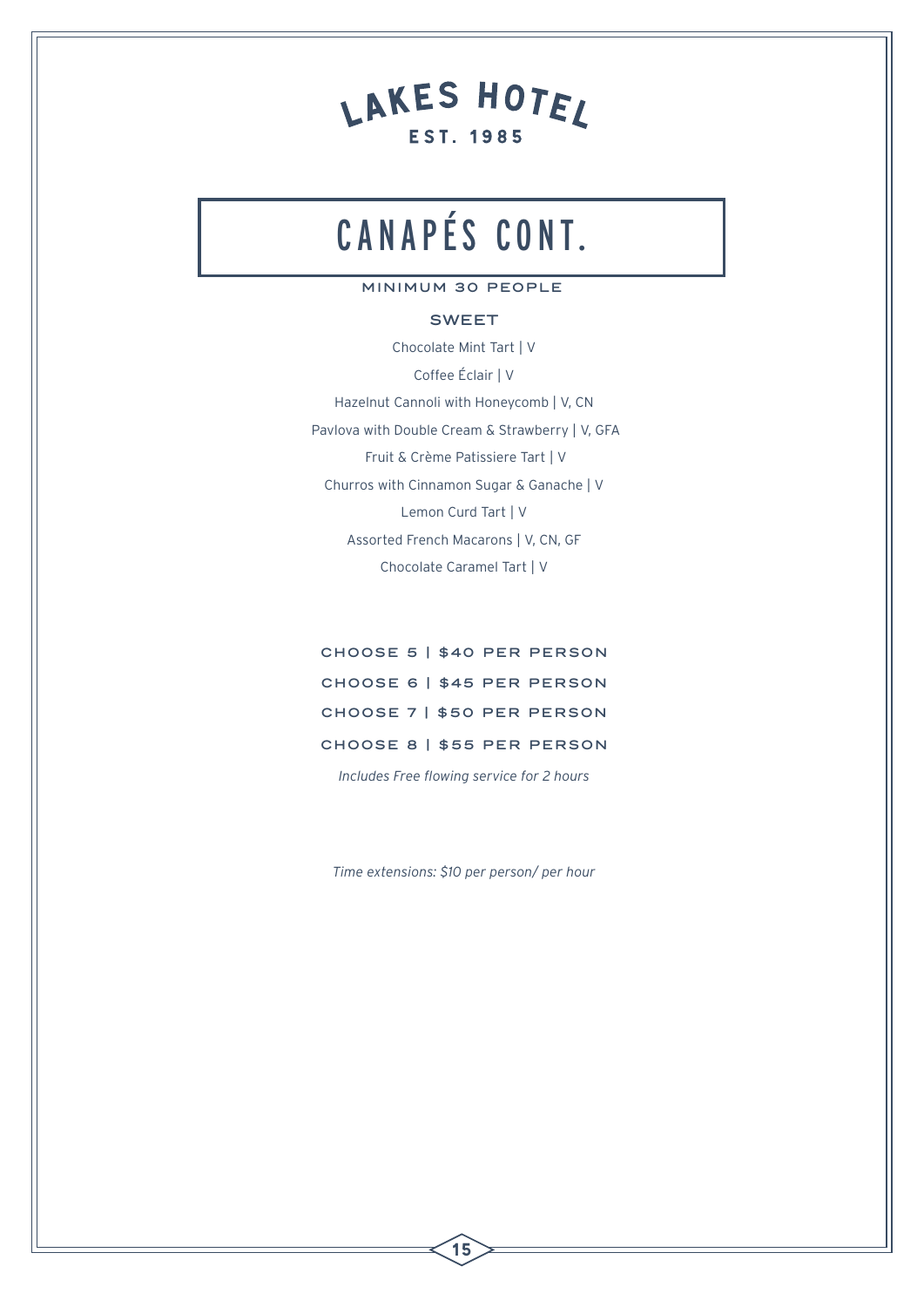LAKES HOTEL
EST. 1985

# CANAPÉS CONT.

MINIMUM 30 PEOPLE

## SWEET

Chocolate Mint Tart | V

Coffee Éclair | V

Hazelnut Cannoli with Honeycomb | V, CN

Pavlova with Double Cream & Strawberry | V, GFA

Fruit & Crème Patissiere Tart | V

Churros with Cinnamon Sugar & Ganache | V

Lemon Curd Tart | V

Assorted French Macarons | V, CN, GF

Chocolate Caramel Tart | V

CHOOSE 5 | $40 PER PERSON

CHOOSE 6 | $45 PER PERSON

CHOOSE 7 | $50 PER PERSON

CHOOSE 8 | $55 PER PERSON

*Includes Free flowing service for 2 hours*

*Time extensions: $10 per person/ per hour*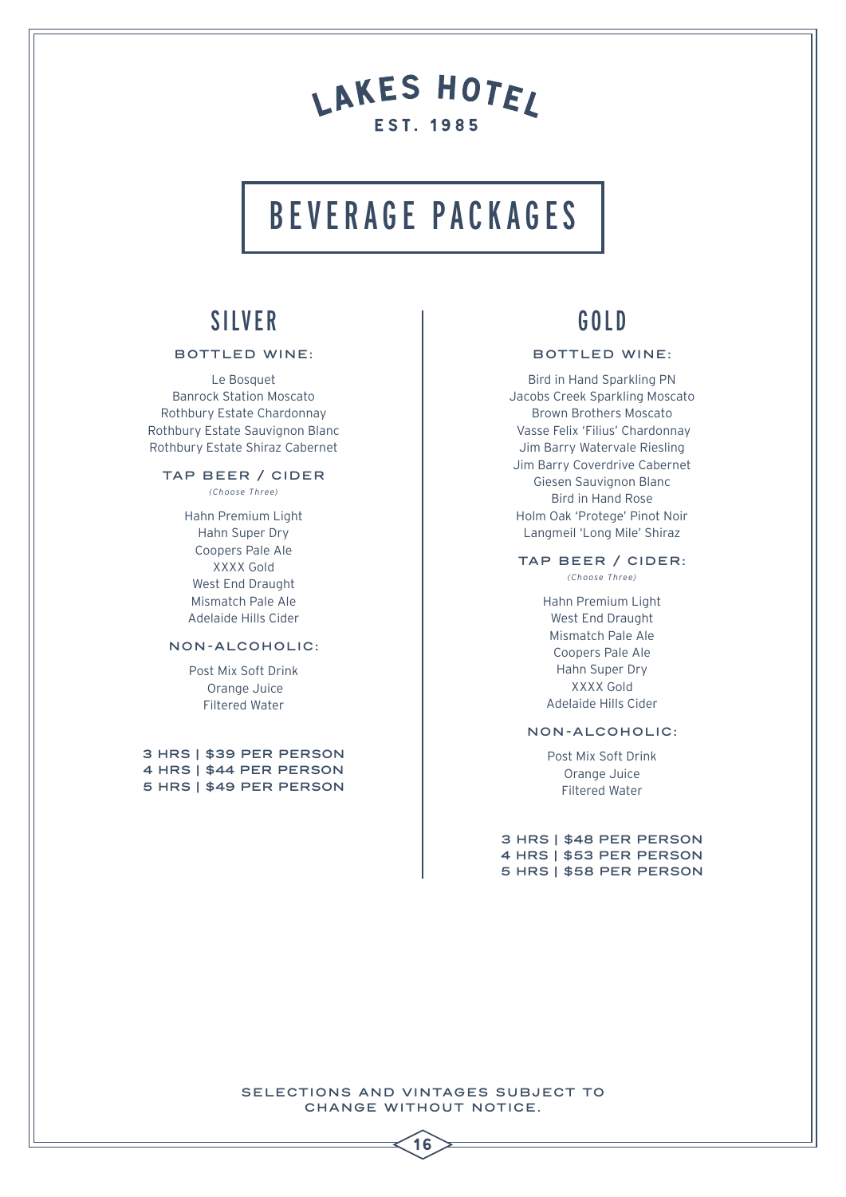LAKES HOTEL

EST. 1985

# BEVERAGE PACKAGES

## SILVER

### BOTTLED WINE:

Le Bosquet
Banrock Station Moscato
Rothbury Estate Chardonnay
Rothbury Estate Sauvignon Blanc
Rothbury Estate Shiraz Cabernet

### TAP BEER / CIDER

*(Choose Three)*

Hahn Premium Light
Hahn Super Dry
Coopers Pale Ale
XXXX Gold
West End Draught
Mismatch Pale Ale
Adelaide Hills Cider

### NON-ALCOHOLIC:

Post Mix Soft Drink
Orange Juice
Filtered Water

**3 HRS | $39 PER PERSON**
**4 HRS | $44 PER PERSON**
**5 HRS | $49 PER PERSON**

## GOLD

### BOTTLED WINE:

Bird in Hand Sparkling PN
Jacobs Creek Sparkling Moscato
Brown Brothers Moscato
Vasse Felix 'Filius' Chardonnay
Jim Barry Watervale Riesling
Jim Barry Coverdrive Cabernet
Giesen Sauvignon Blanc
Bird in Hand Rose
Holm Oak 'Protege' Pinot Noir
Langmeil 'Long Mile' Shiraz

### TAP BEER / CIDER:

*(Choose Three)*

Hahn Premium Light
West End Draught
Mismatch Pale Ale
Coopers Pale Ale
Hahn Super Dry
XXXX Gold
Adelaide Hills Cider

### NON-ALCOHOLIC:

Post Mix Soft Drink
Orange Juice
Filtered Water

**3 HRS | $48 PER PERSON**
**4 HRS | $53 PER PERSON**
**5 HRS | $58 PER PERSON**

SELECTIONS AND VINTAGES SUBJECT TO CHANGE WITHOUT NOTICE.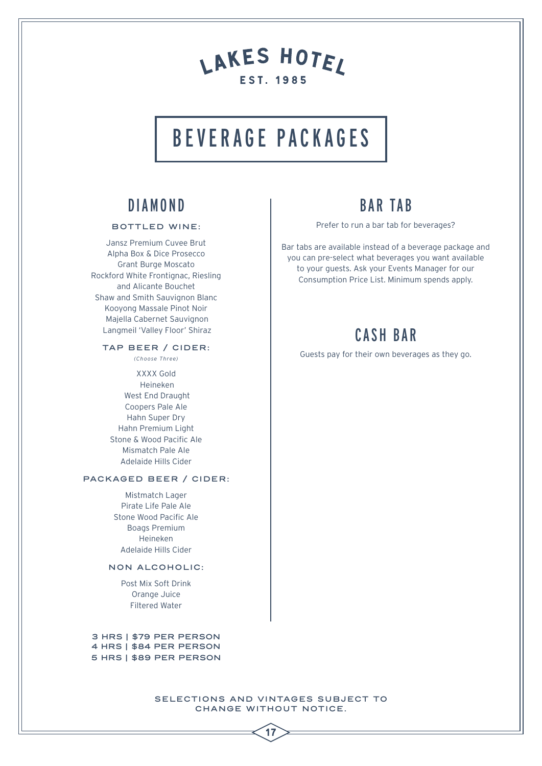# LAKES HOTEL
EST. 1985

# BEVERAGE PACKAGES

## DIAMOND

### BOTTLED WINE:

Jansz Premium Cuvee Brut
Alpha Box & Dice Prosecco
Grant Burge Moscato
Rockford White Frontignac, Riesling and Alicante Bouchet
Shaw and Smith Sauvignon Blanc
Kooyong Massale Pinot Noir
Majella Cabernet Sauvignon
Langmeil 'Valley Floor' Shiraz

### TAP BEER / CIDER:

*(Choose Three)*

XXXX Gold
Heineken
West End Draught
Coopers Pale Ale
Hahn Super Dry
Hahn Premium Light
Stone & Wood Pacific Ale
Mismatch Pale Ale
Adelaide Hills Cider

### PACKAGED BEER / CIDER:

Mistmatch Lager
Pirate Life Pale Ale
Stone Wood Pacific Ale
Boags Premium
Heineken
Adelaide Hills Cider

### NON ALCOHOLIC:

Post Mix Soft Drink
Orange Juice
Filtered Water

**3 HRS | $79 PER PERSON**
**4 HRS | $84 PER PERSON**
**5 HRS | $89 PER PERSON**

## BAR TAB

Prefer to run a bar tab for beverages?

Bar tabs are available instead of a beverage package and you can pre-select what beverages you want available to your guests. Ask your Events Manager for our Consumption Price List. Minimum spends apply.

## CASH BAR

Guests pay for their own beverages as they go.

SELECTIONS AND VINTAGES SUBJECT TO CHANGE WITHOUT NOTICE.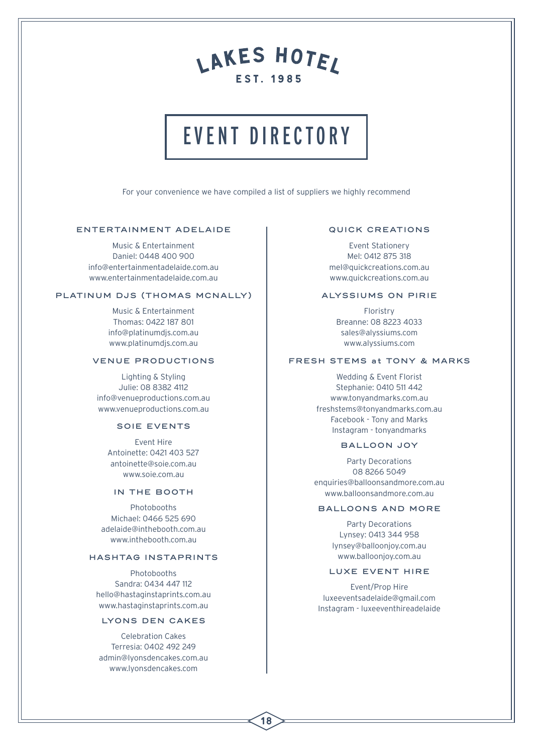# LAKES HOTEL

EST. 1985

# EVENT DIRECTORY

For your convenience we have compiled a list of suppliers we highly recommend

### ENTERTAINMENT ADELAIDE

Music & Entertainment
Daniel: 0448 400 900
info@entertainmentadelaide.com.au
www.entertainmentadelaide.com.au

### PLATINUM DJS (THOMAS MCNALLY)

Music & Entertainment
Thomas: 0422 187 801
info@platinumdjs.com.au
www.platinumdjs.com.au

### VENUE PRODUCTIONS

Lighting & Styling
Julie: 08 8382 4112
info@venueproductions.com.au
www.venueproductions.com.au

### SOIE EVENTS

Event Hire
Antoinette: 0421 403 527
antoinette@soie.com.au
www.soie.com.au

### IN THE BOOTH

Photobooths
Michael: 0466 525 690
adelaide@inthebooth.com.au
www.inthebooth.com.au

### HASHTAG INSTAPRINTS

Photobooths
Sandra: 0434 447 112
hello@hastaginstaprints.com.au
www.hastaginstaprints.com.au

### LYONS DEN CAKES

Celebration Cakes
Terresia: 0402 492 249
admin@lyonsdencakes.com.au
www.lyonsdencakes.com

### QUICK CREATIONS

Event Stationery
Mel: 0412 875 318
mel@quickcreations.com.au
www.quickcreations.com.au

### ALYSSIUMS ON PIRIE

Floristry
Breanne: 08 8223 4033
sales@alyssiums.com
www.alyssiums.com

### FRESH STEMS at TONY & MARKS

Wedding & Event Florist
Stephanie: 0410 511 442
www.tonyandmarks.com.au
freshstems@tonyandmarks.com.au
Facebook - Tony and Marks
Instagram - tonyandmarks

### BALLOON JOY

Party Decorations
08 8266 5049
enquiries@balloonsandmore.com.au
www.balloonsandmore.com.au

### BALLOONS AND MORE

Party Decorations
Lynsey: 0413 344 958
lynsey@balloonjoy.com.au
www.balloonjoy.com.au

### LUXE EVENT HIRE

Event/Prop Hire
luxeeventsadelaide@gmail.com
Instagram - luxeeventhireadelaide